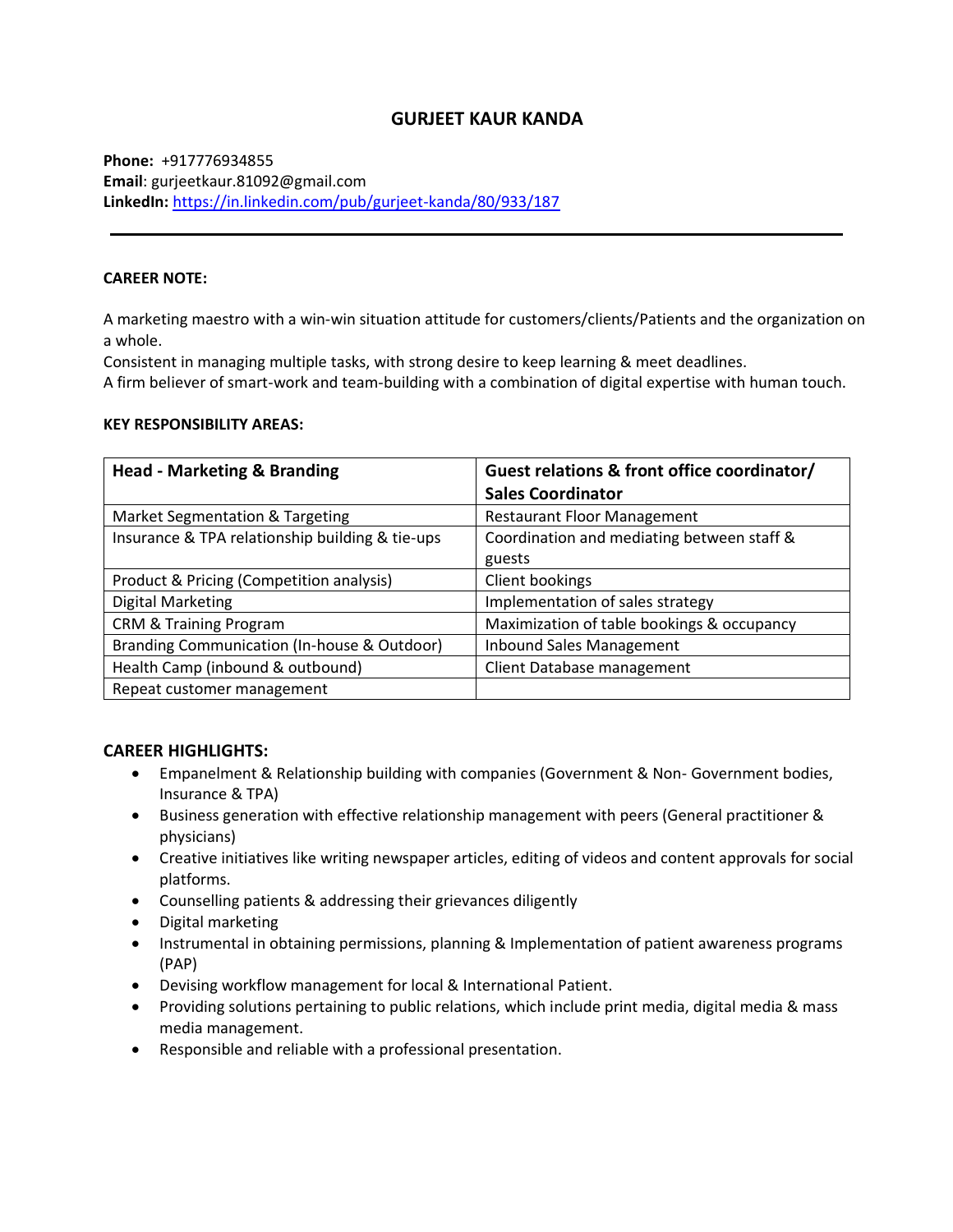# GURJEET KAUR KANDA

**Phone:** +917776934855
**Email**: gurjeetkaur.81092@gmail.com
**LinkedIn:** https://in.linkedin.com/pub/gurjeet-kanda/80/933/187

---

**CAREER NOTE:**

A marketing maestro with a win-win situation attitude for customers/clients/Patients and the organization on a whole.
Consistent in managing multiple tasks, with strong desire to keep learning & meet deadlines.
A firm believer of smart-work and team-building with a combination of digital expertise with human touch.

**KEY RESPONSIBILITY AREAS:**

| Head - Marketing & Branding | Guest relations & front office coordinator/ Sales Coordinator |
|---|---|
| Market Segmentation & Targeting | Restaurant Floor Management |
| Insurance & TPA relationship building & tie-ups | Coordination and mediating between staff & guests |
| Product & Pricing (Competition analysis) | Client bookings |
| Digital Marketing | Implementation of sales strategy |
| CRM & Training Program | Maximization of table bookings & occupancy |
| Branding Communication (In-house & Outdoor) | Inbound Sales Management |
| Health Camp (inbound & outbound) | Client Database management |
| Repeat customer management | |

## CAREER HIGHLIGHTS:

- Empanelment & Relationship building with companies (Government & Non- Government bodies, Insurance & TPA)
- Business generation with effective relationship management with peers (General practitioner & physicians)
- Creative initiatives like writing newspaper articles, editing of videos and content approvals for social platforms.
- Counselling patients & addressing their grievances diligently
- Digital marketing
- Instrumental in obtaining permissions, planning & Implementation of patient awareness programs (PAP)
- Devising workflow management for local & International Patient.
- Providing solutions pertaining to public relations, which include print media, digital media & mass media management.
- Responsible and reliable with a professional presentation.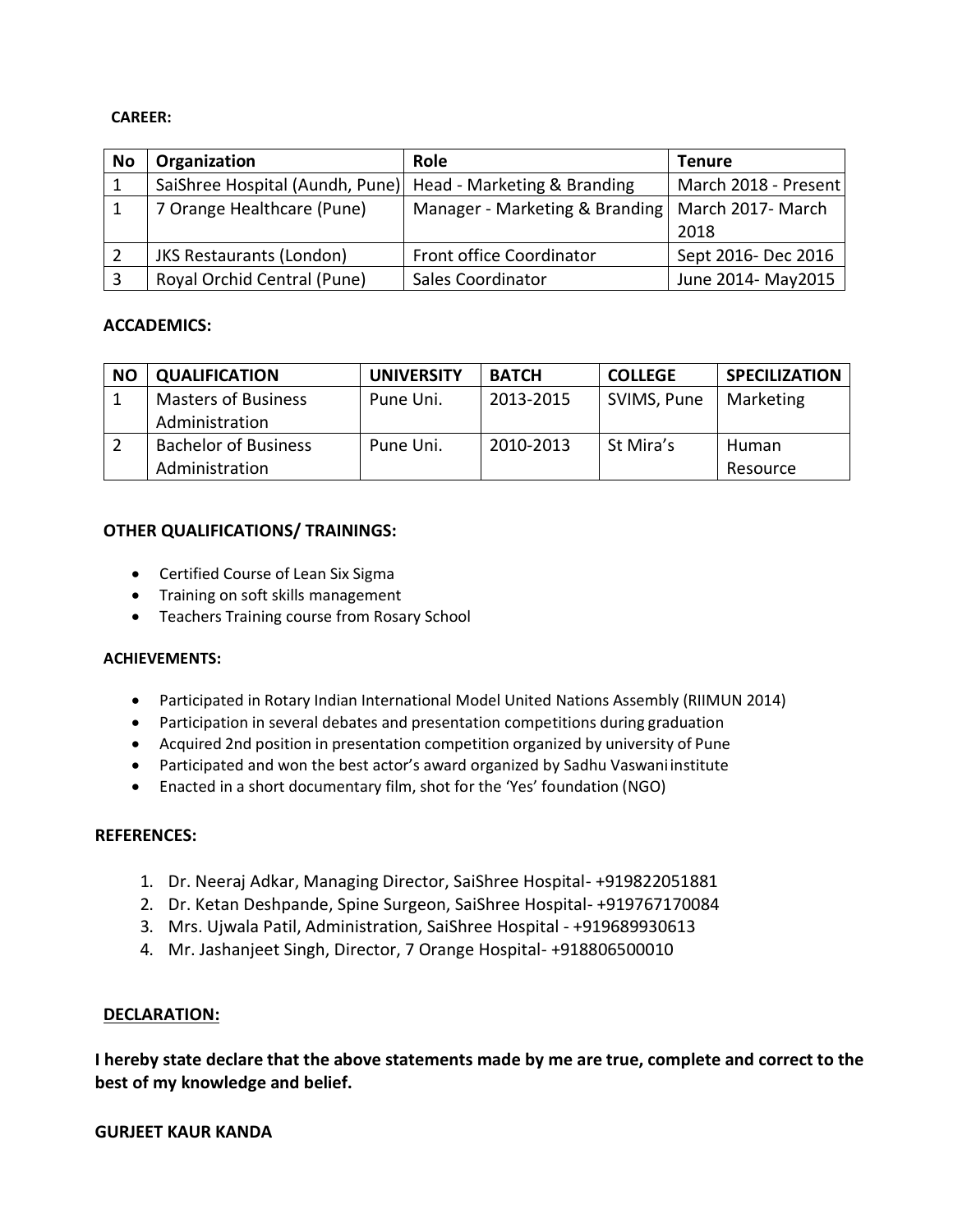**CAREER:**

| No | Organization | Role | Tenure |
|---|---|---|---|
| 1 | SaiShree Hospital (Aundh, Pune) | Head - Marketing & Branding | March 2018 - Present |
| 1 | 7 Orange Healthcare (Pune) | Manager - Marketing & Branding | March 2017- March 2018 |
| 2 | JKS Restaurants (London) | Front office Coordinator | Sept 2016- Dec 2016 |
| 3 | Royal Orchid Central (Pune) | Sales Coordinator | June 2014- May2015 |

**ACCADEMICS:**

| NO | QUALIFICATION | UNIVERSITY | BATCH | COLLEGE | SPECILIZATION |
|---|---|---|---|---|---|
| 1 | Masters of Business Administration | Pune Uni. | 2013-2015 | SVIMS, Pune | Marketing |
| 2 | Bachelor of Business Administration | Pune Uni. | 2010-2013 | St Mira's | Human Resource |

**OTHER QUALIFICATIONS/ TRAININGS:**

- Certified Course of Lean Six Sigma
- Training on soft skills management
- Teachers Training course from Rosary School

**ACHIEVEMENTS:**

- Participated in Rotary Indian International Model United Nations Assembly (RIIMUN 2014)
- Participation in several debates and presentation competitions during graduation
- Acquired 2nd position in presentation competition organized by university of Pune
- Participated and won the best actor's award organized by Sadhu Vaswani institute
- Enacted in a short documentary film, shot for the 'Yes' foundation (NGO)

**REFERENCES:**

1. Dr. Neeraj Adkar, Managing Director, SaiShree Hospital- +919822051881
2. Dr. Ketan Deshpande, Spine Surgeon, SaiShree Hospital- +919767170084
3. Mrs. Ujwala Patil, Administration, SaiShree Hospital - +919689930613
4. Mr. Jashanjeet Singh, Director, 7 Orange Hospital- +918806500010

**DECLARATION:**

**I hereby state declare that the above statements made by me are true, complete and correct to the best of my knowledge and belief.**

**GURJEET KAUR KANDA**